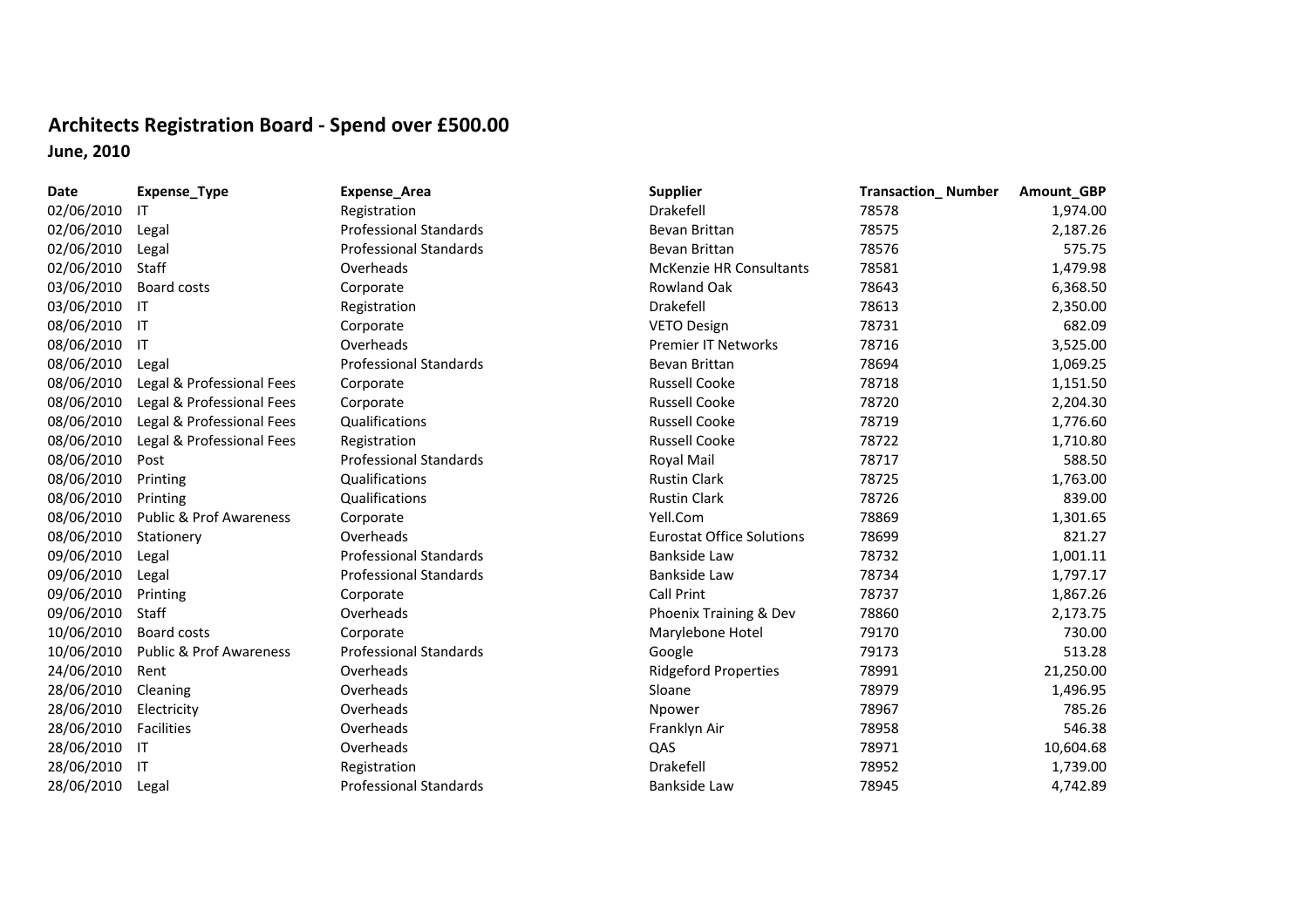# Architects Registration Board - Spend over £500.00

**June, 2010**

| Date | Expense_Type | Expense_Area | Supplier | Transaction_ Number | Amount_GBP |
|---|---|---|---|---|---|
| 02/06/2010 | IT | Registration | Drakefell | 78578 | 1,974.00 |
| 02/06/2010 | Legal | Professional Standards | Bevan Brittan | 78575 | 2,187.26 |
| 02/06/2010 | Legal | Professional Standards | Bevan Brittan | 78576 | 575.75 |
| 02/06/2010 | Staff | Overheads | McKenzie HR Consultants | 78581 | 1,479.98 |
| 03/06/2010 | Board costs | Corporate | Rowland Oak | 78643 | 6,368.50 |
| 03/06/2010 | IT | Registration | Drakefell | 78613 | 2,350.00 |
| 08/06/2010 | IT | Corporate | VETO Design | 78731 | 682.09 |
| 08/06/2010 | IT | Overheads | Premier IT Networks | 78716 | 3,525.00 |
| 08/06/2010 | Legal | Professional Standards | Bevan Brittan | 78694 | 1,069.25 |
| 08/06/2010 | Legal & Professional Fees | Corporate | Russell Cooke | 78718 | 1,151.50 |
| 08/06/2010 | Legal & Professional Fees | Corporate | Russell Cooke | 78720 | 2,204.30 |
| 08/06/2010 | Legal & Professional Fees | Qualifications | Russell Cooke | 78719 | 1,776.60 |
| 08/06/2010 | Legal & Professional Fees | Registration | Russell Cooke | 78722 | 1,710.80 |
| 08/06/2010 | Post | Professional Standards | Royal Mail | 78717 | 588.50 |
| 08/06/2010 | Printing | Qualifications | Rustin Clark | 78725 | 1,763.00 |
| 08/06/2010 | Printing | Qualifications | Rustin Clark | 78726 | 839.00 |
| 08/06/2010 | Public & Prof Awareness | Corporate | Yell.Com | 78869 | 1,301.65 |
| 08/06/2010 | Stationery | Overheads | Eurostat Office Solutions | 78699 | 821.27 |
| 09/06/2010 | Legal | Professional Standards | Bankside Law | 78732 | 1,001.11 |
| 09/06/2010 | Legal | Professional Standards | Bankside Law | 78734 | 1,797.17 |
| 09/06/2010 | Printing | Corporate | Call Print | 78737 | 1,867.26 |
| 09/06/2010 | Staff | Overheads | Phoenix Training & Dev | 78860 | 2,173.75 |
| 10/06/2010 | Board costs | Corporate | Marylebone Hotel | 79170 | 730.00 |
| 10/06/2010 | Public & Prof Awareness | Professional Standards | Google | 79173 | 513.28 |
| 24/06/2010 | Rent | Overheads | Ridgeford Properties | 78991 | 21,250.00 |
| 28/06/2010 | Cleaning | Overheads | Sloane | 78979 | 1,496.95 |
| 28/06/2010 | Electricity | Overheads | Npower | 78967 | 785.26 |
| 28/06/2010 | Facilities | Overheads | Franklyn Air | 78958 | 546.38 |
| 28/06/2010 | IT | Overheads | QAS | 78971 | 10,604.68 |
| 28/06/2010 | IT | Registration | Drakefell | 78952 | 1,739.00 |
| 28/06/2010 | Legal | Professional Standards | Bankside Law | 78945 | 4,742.89 |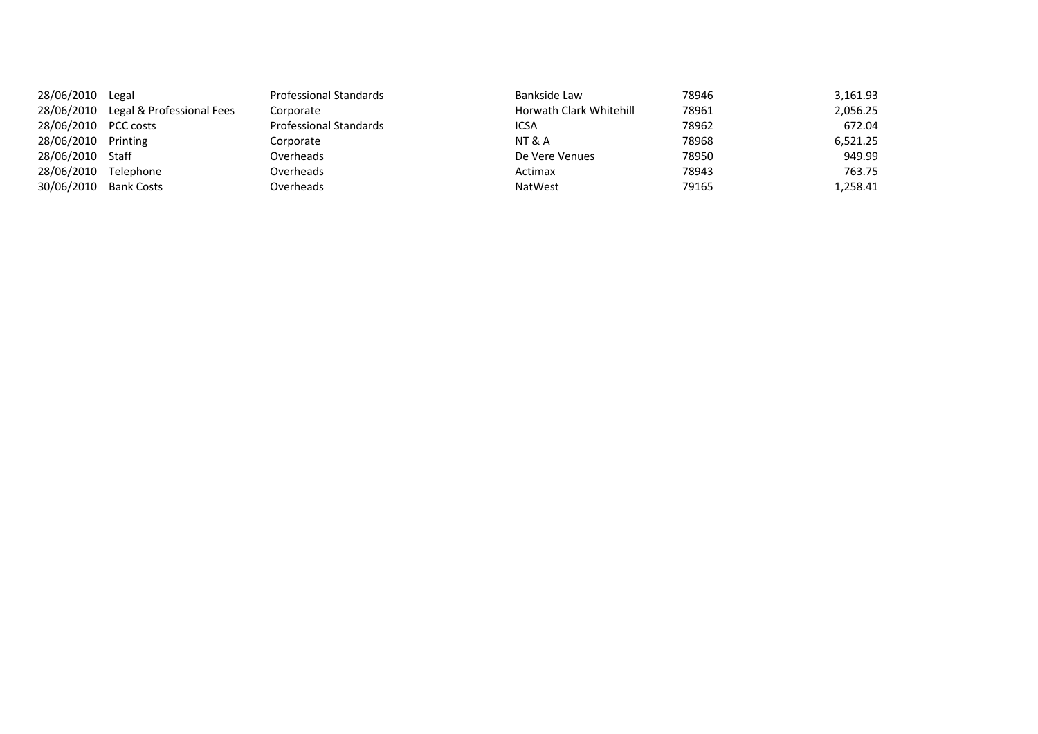| | | | | | |
|---|---|---|---|---|---|
| 28/06/2010 | Legal | Professional Standards | Bankside Law | 78946 | 3,161.93 |
| 28/06/2010 | Legal & Professional Fees | Corporate | Horwath Clark Whitehill | 78961 | 2,056.25 |
| 28/06/2010 | PCC costs | Professional Standards | ICSA | 78962 | 672.04 |
| 28/06/2010 | Printing | Corporate | NT & A | 78968 | 6,521.25 |
| 28/06/2010 | Staff | Overheads | De Vere Venues | 78950 | 949.99 |
| 28/06/2010 | Telephone | Overheads | Actimax | 78943 | 763.75 |
| 30/06/2010 | Bank Costs | Overheads | NatWest | 79165 | 1,258.41 |